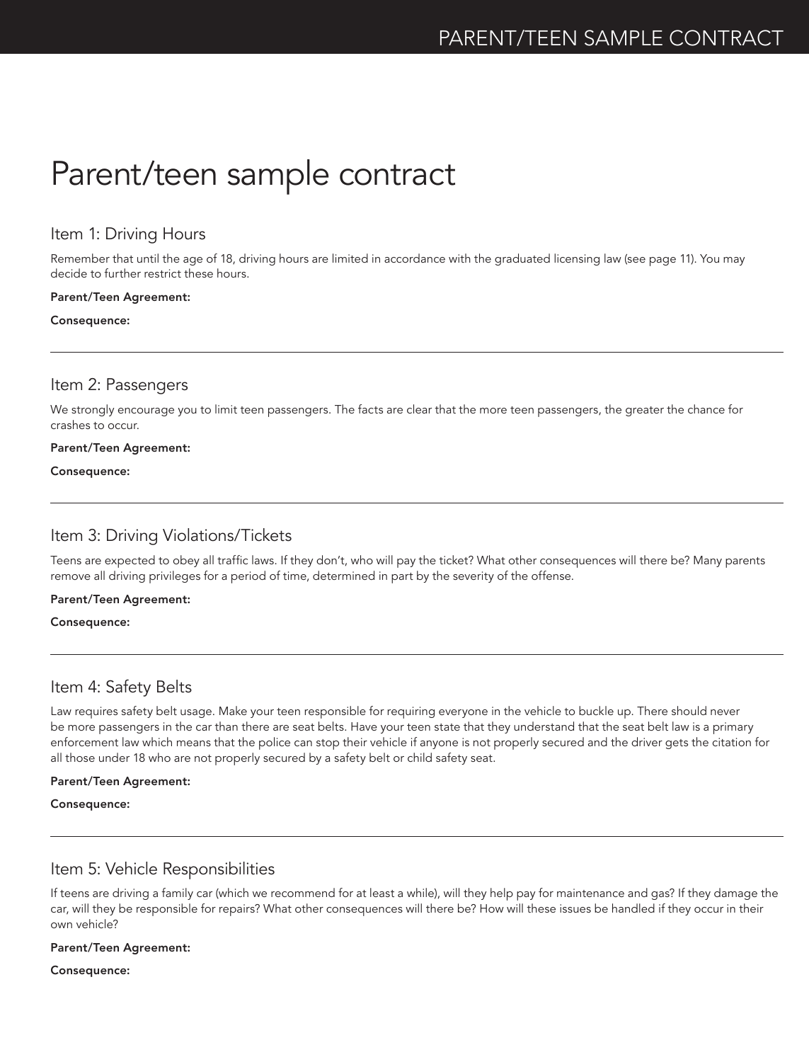# Parent/teen sample contract

## Item 1: Driving Hours

Remember that until the age of 18, driving hours are limited in accordance with the graduated licensing law (see page 11). You may decide to further restrict these hours.

**Parent/Teen Agreement:**

**Consequence:**

---

## Item 2: Passengers

We strongly encourage you to limit teen passengers. The facts are clear that the more teen passengers, the greater the chance for crashes to occur.

**Parent/Teen Agreement:**

**Consequence:**

---

## Item 3: Driving Violations/Tickets

Teens are expected to obey all traffic laws. If they don't, who will pay the ticket? What other consequences will there be? Many parents remove all driving privileges for a period of time, determined in part by the severity of the offense.

**Parent/Teen Agreement:**

**Consequence:**

---

## Item 4: Safety Belts

Law requires safety belt usage. Make your teen responsible for requiring everyone in the vehicle to buckle up. There should never be more passengers in the car than there are seat belts. Have your teen state that they understand that the seat belt law is a primary enforcement law which means that the police can stop their vehicle if anyone is not properly secured and the driver gets the citation for all those under 18 who are not properly secured by a safety belt or child safety seat.

**Parent/Teen Agreement:**

**Consequence:**

---

## Item 5: Vehicle Responsibilities

If teens are driving a family car (which we recommend for at least a while), will they help pay for maintenance and gas? If they damage the car, will they be responsible for repairs? What other consequences will there be? How will these issues be handled if they occur in their own vehicle?

**Parent/Teen Agreement:**

**Consequence:**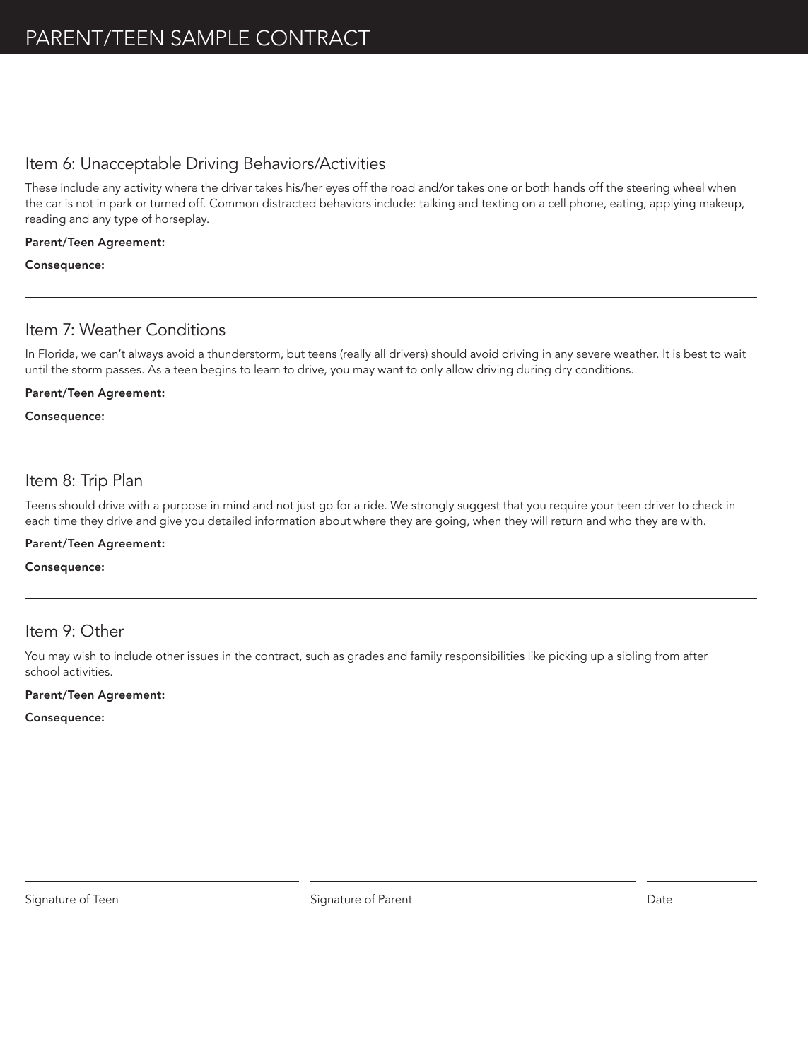# PARENT/TEEN SAMPLE CONTRACT

## Item 6: Unacceptable Driving Behaviors/Activities

These include any activity where the driver takes his/her eyes off the road and/or takes one or both hands off the steering wheel when the car is not in park or turned off. Common distracted behaviors include: talking and texting on a cell phone, eating, applying makeup, reading and any type of horseplay.

**Parent/Teen Agreement:**

**Consequence:**

---

## Item 7: Weather Conditions

In Florida, we can't always avoid a thunderstorm, but teens (really all drivers) should avoid driving in any severe weather. It is best to wait until the storm passes. As a teen begins to learn to drive, you may want to only allow driving during dry conditions.

**Parent/Teen Agreement:**

**Consequence:**

---

## Item 8: Trip Plan

Teens should drive with a purpose in mind and not just go for a ride. We strongly suggest that you require your teen driver to check in each time they drive and give you detailed information about where they are going, when they will return and who they are with.

**Parent/Teen Agreement:**

**Consequence:**

---

## Item 9: Other

You may wish to include other issues in the contract, such as grades and family responsibilities like picking up a sibling from after school activities.

**Parent/Teen Agreement:**

**Consequence:**

Signature of Teen ____________________ Signature of Parent ____________________ Date ____________